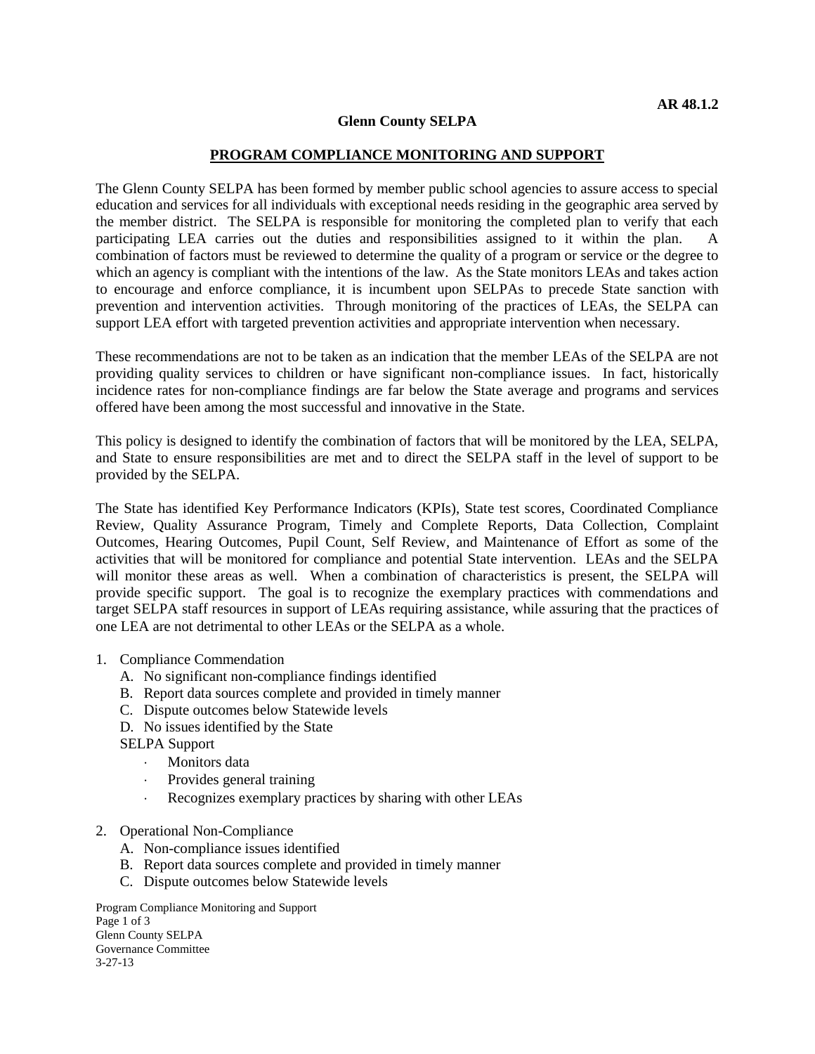AR 48.1.2

**Glenn County SELPA**

## PROGRAM COMPLIANCE MONITORING AND SUPPORT

The Glenn County SELPA has been formed by member public school agencies to assure access to special education and services for all individuals with exceptional needs residing in the geographic area served by the member district. The SELPA is responsible for monitoring the completed plan to verify that each participating LEA carries out the duties and responsibilities assigned to it within the plan. A combination of factors must be reviewed to determine the quality of a program or service or the degree to which an agency is compliant with the intentions of the law. As the State monitors LEAs and takes action to encourage and enforce compliance, it is incumbent upon SELPAs to precede State sanction with prevention and intervention activities. Through monitoring of the practices of LEAs, the SELPA can support LEA effort with targeted prevention activities and appropriate intervention when necessary.

These recommendations are not to be taken as an indication that the member LEAs of the SELPA are not providing quality services to children or have significant non-compliance issues. In fact, historically incidence rates for non-compliance findings are far below the State average and programs and services offered have been among the most successful and innovative in the State.

This policy is designed to identify the combination of factors that will be monitored by the LEA, SELPA, and State to ensure responsibilities are met and to direct the SELPA staff in the level of support to be provided by the SELPA.

The State has identified Key Performance Indicators (KPIs), State test scores, Coordinated Compliance Review, Quality Assurance Program, Timely and Complete Reports, Data Collection, Complaint Outcomes, Hearing Outcomes, Pupil Count, Self Review, and Maintenance of Effort as some of the activities that will be monitored for compliance and potential State intervention. LEAs and the SELPA will monitor these areas as well. When a combination of characteristics is present, the SELPA will provide specific support. The goal is to recognize the exemplary practices with commendations and target SELPA staff resources in support of LEAs requiring assistance, while assuring that the practices of one LEA are not detrimental to other LEAs or the SELPA as a whole.

1. Compliance Commendation
   A. No significant non-compliance findings identified
   B. Report data sources complete and provided in timely manner
   C. Dispute outcomes below Statewide levels
   D. No issues identified by the State

   SELPA Support
   - Monitors data
   - Provides general training
   - Recognizes exemplary practices by sharing with other LEAs

2. Operational Non-Compliance
   A. Non-compliance issues identified
   B. Report data sources complete and provided in timely manner
   C. Dispute outcomes below Statewide levels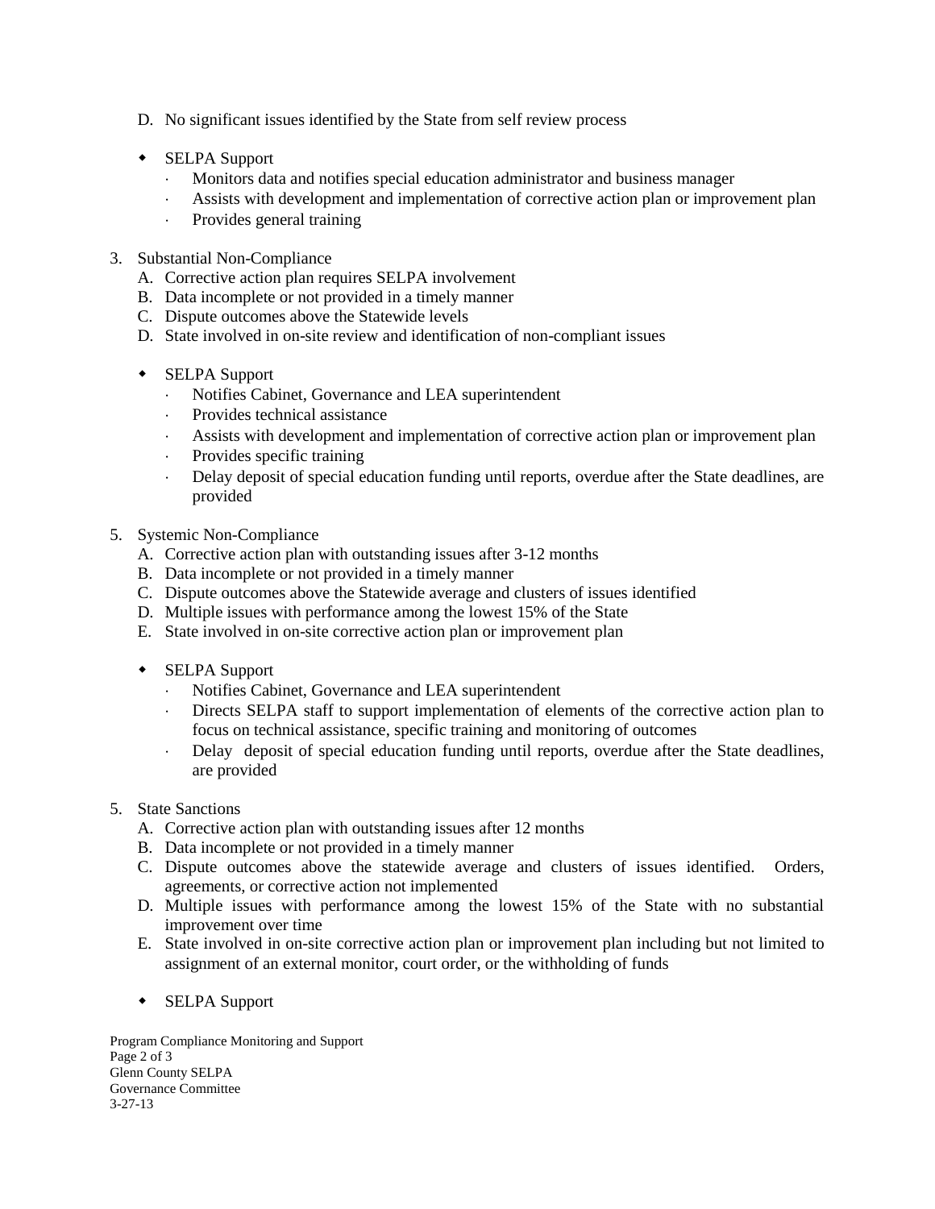D. No significant issues identified by the State from self review process

- SELPA Support
  - Monitors data and notifies special education administrator and business manager
  - Assists with development and implementation of corrective action plan or improvement plan
  - Provides general training

3. Substantial Non-Compliance
   A. Corrective action plan requires SELPA involvement
   B. Data incomplete or not provided in a timely manner
   C. Dispute outcomes above the Statewide levels
   D. State involved in on-site review and identification of non-compliant issues

   - SELPA Support
     - Notifies Cabinet, Governance and LEA superintendent
     - Provides technical assistance
     - Assists with development and implementation of corrective action plan or improvement plan
     - Provides specific training
     - Delay deposit of special education funding until reports, overdue after the State deadlines, are provided

5. Systemic Non-Compliance
   A. Corrective action plan with outstanding issues after 3-12 months
   B. Data incomplete or not provided in a timely manner
   C. Dispute outcomes above the Statewide average and clusters of issues identified
   D. Multiple issues with performance among the lowest 15% of the State
   E. State involved in on-site corrective action plan or improvement plan

   - SELPA Support
     - Notifies Cabinet, Governance and LEA superintendent
     - Directs SELPA staff to support implementation of elements of the corrective action plan to focus on technical assistance, specific training and monitoring of outcomes
     - Delay deposit of special education funding until reports, overdue after the State deadlines, are provided

5. State Sanctions
   A. Corrective action plan with outstanding issues after 12 months
   B. Data incomplete or not provided in a timely manner
   C. Dispute outcomes above the statewide average and clusters of issues identified. Orders, agreements, or corrective action not implemented
   D. Multiple issues with performance among the lowest 15% of the State with no substantial improvement over time
   E. State involved in on-site corrective action plan or improvement plan including but not limited to assignment of an external monitor, court order, or the withholding of funds

   - SELPA Support

Program Compliance Monitoring and Support
Glenn County SELPA
Governance Committee
3-27-13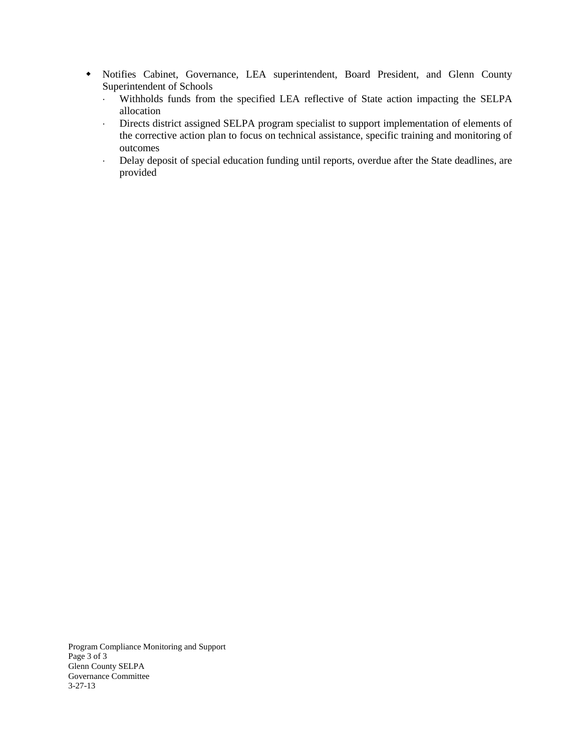- Notifies Cabinet, Governance, LEA superintendent, Board President, and Glenn County Superintendent of Schools
  - Withholds funds from the specified LEA reflective of State action impacting the SELPA allocation
  - Directs district assigned SELPA program specialist to support implementation of elements of the corrective action plan to focus on technical assistance, specific training and monitoring of outcomes
  - Delay deposit of special education funding until reports, overdue after the State deadlines, are provided